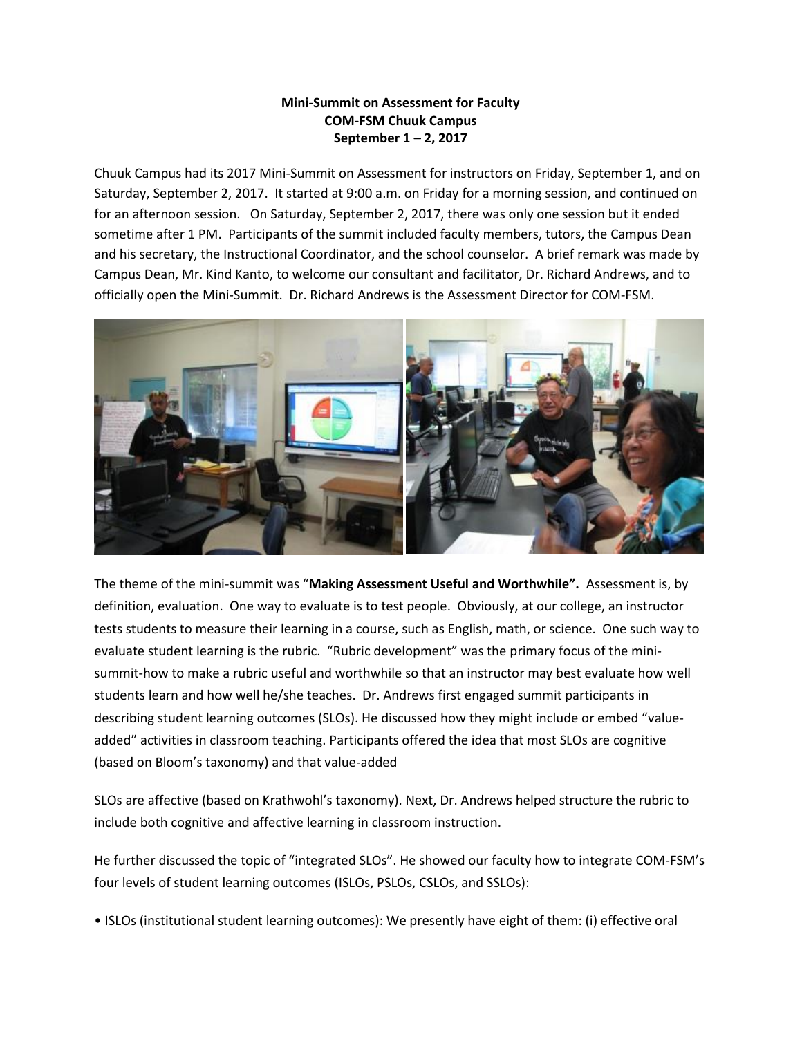**Mini-Summit on Assessment for Faculty**
**COM-FSM Chuuk Campus**
**September 1 – 2, 2017**

Chuuk Campus had its 2017 Mini-Summit on Assessment for instructors on Friday, September 1, and on Saturday, September 2, 2017. It started at 9:00 a.m. on Friday for a morning session, and continued on for an afternoon session. On Saturday, September 2, 2017, there was only one session but it ended sometime after 1 PM. Participants of the summit included faculty members, tutors, the Campus Dean and his secretary, the Instructional Coordinator, and the school counselor. A brief remark was made by Campus Dean, Mr. Kind Kanto, to welcome our consultant and facilitator, Dr. Richard Andrews, and to officially open the Mini-Summit. Dr. Richard Andrews is the Assessment Director for COM-FSM.

The theme of the mini-summit was "**Making Assessment Useful and Worthwhile".** Assessment is, by definition, evaluation. One way to evaluate is to test people. Obviously, at our college, an instructor tests students to measure their learning in a course, such as English, math, or science. One such way to evaluate student learning is the rubric. "Rubric development" was the primary focus of the mini-summit-how to make a rubric useful and worthwhile so that an instructor may best evaluate how well students learn and how well he/she teaches. Dr. Andrews first engaged summit participants in describing student learning outcomes (SLOs). He discussed how they might include or embed "value-added" activities in classroom teaching. Participants offered the idea that most SLOs are cognitive (based on Bloom's taxonomy) and that value-added

SLOs are affective (based on Krathwohl's taxonomy). Next, Dr. Andrews helped structure the rubric to include both cognitive and affective learning in classroom instruction.

He further discussed the topic of "integrated SLOs". He showed our faculty how to integrate COM-FSM's four levels of student learning outcomes (ISLOs, PSLOs, CSLOs, and SSLOs):

- ISLOs (institutional student learning outcomes): We presently have eight of them: (i) effective oral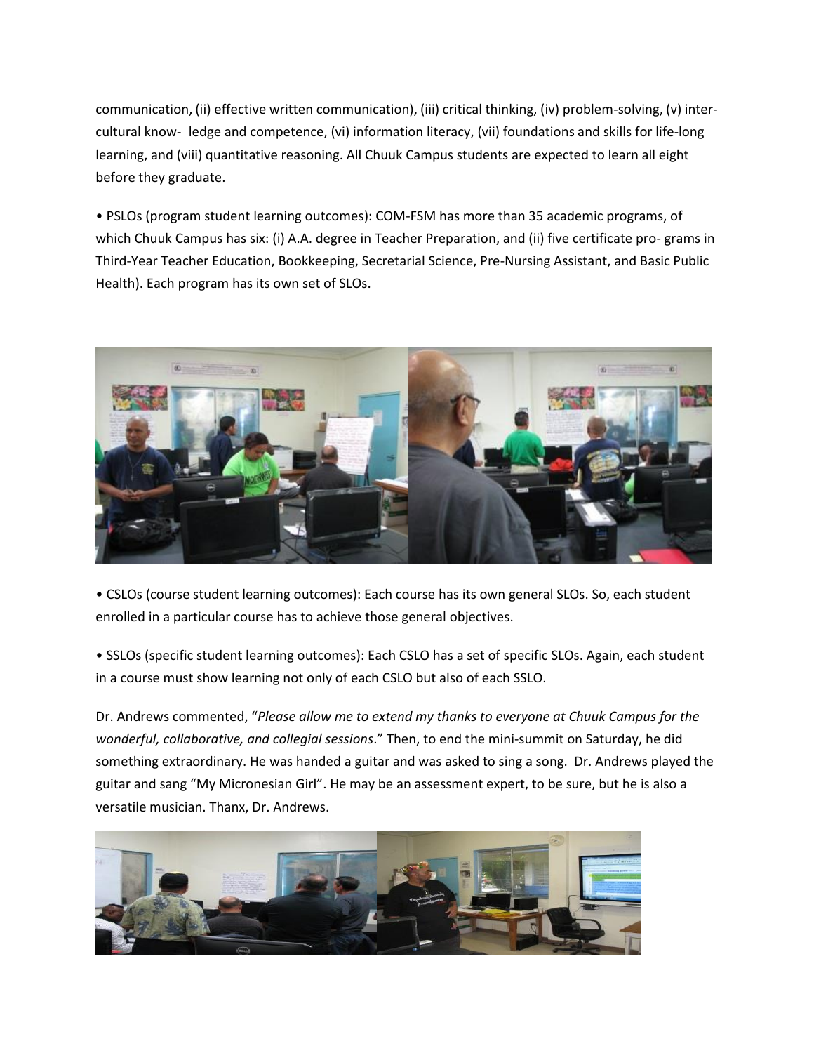communication, (ii) effective written communication), (iii) critical thinking, (iv) problem-solving, (v) inter-cultural know- ledge and competence, (vi) information literacy, (vii) foundations and skills for life-long learning, and (viii) quantitative reasoning. All Chuuk Campus students are expected to learn all eight before they graduate.

• PSLOs (program student learning outcomes): COM-FSM has more than 35 academic programs, of which Chuuk Campus has six: (i) A.A. degree in Teacher Preparation, and (ii) five certificate pro- grams in Third-Year Teacher Education, Bookkeeping, Secretarial Science, Pre-Nursing Assistant, and Basic Public Health). Each program has its own set of SLOs.

• CSLOs (course student learning outcomes): Each course has its own general SLOs. So, each student enrolled in a particular course has to achieve those general objectives.

• SSLOs (specific student learning outcomes): Each CSLO has a set of specific SLOs. Again, each student in a course must show learning not only of each CSLO but also of each SSLO.

Dr. Andrews commented, "*Please allow me to extend my thanks to everyone at Chuuk Campus for the wonderful, collaborative, and collegial sessions*." Then, to end the mini-summit on Saturday, he did something extraordinary. He was handed a guitar and was asked to sing a song. Dr. Andrews played the guitar and sang "My Micronesian Girl". He may be an assessment expert, to be sure, but he is also a versatile musician. Thanx, Dr. Andrews.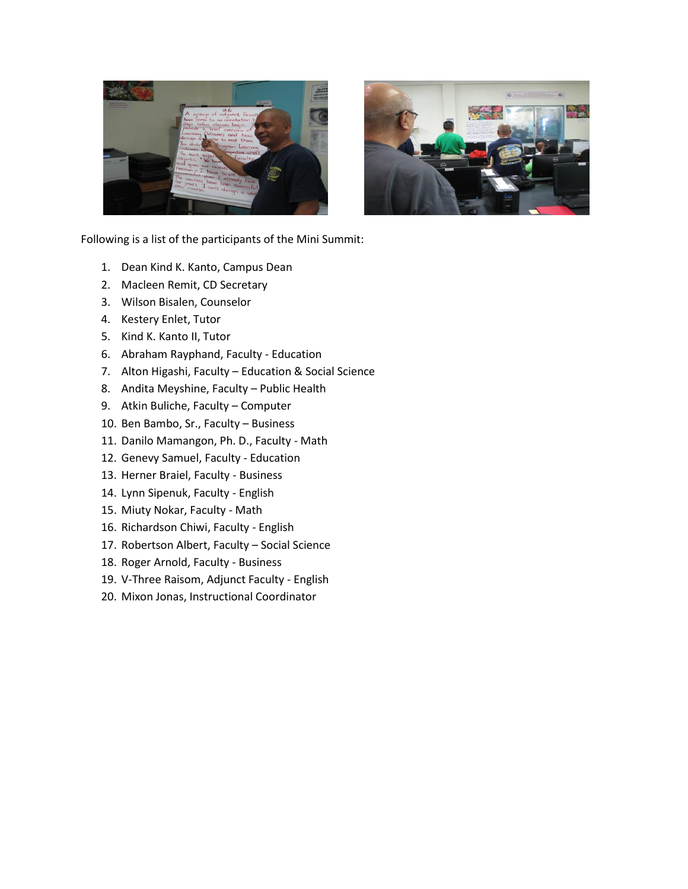Following is a list of the participants of the Mini Summit:

1. Dean Kind K. Kanto, Campus Dean
2. Macleen Remit, CD Secretary
3. Wilson Bisalen, Counselor
4. Kestery Enlet, Tutor
5. Kind K. Kanto II, Tutor
6. Abraham Rayphand, Faculty - Education
7. Alton Higashi, Faculty – Education & Social Science
8. Andita Meyshine, Faculty – Public Health
9. Atkin Buliche, Faculty – Computer
10. Ben Bambo, Sr., Faculty – Business
11. Danilo Mamangon, Ph. D., Faculty - Math
12. Genevy Samuel, Faculty - Education
13. Herner Braiel, Faculty - Business
14. Lynn Sipenuk, Faculty - English
15. Miuty Nokar, Faculty - Math
16. Richardson Chiwi, Faculty - English
17. Robertson Albert, Faculty – Social Science
18. Roger Arnold, Faculty - Business
19. V-Three Raisom, Adjunct Faculty - English
20. Mixon Jonas, Instructional Coordinator